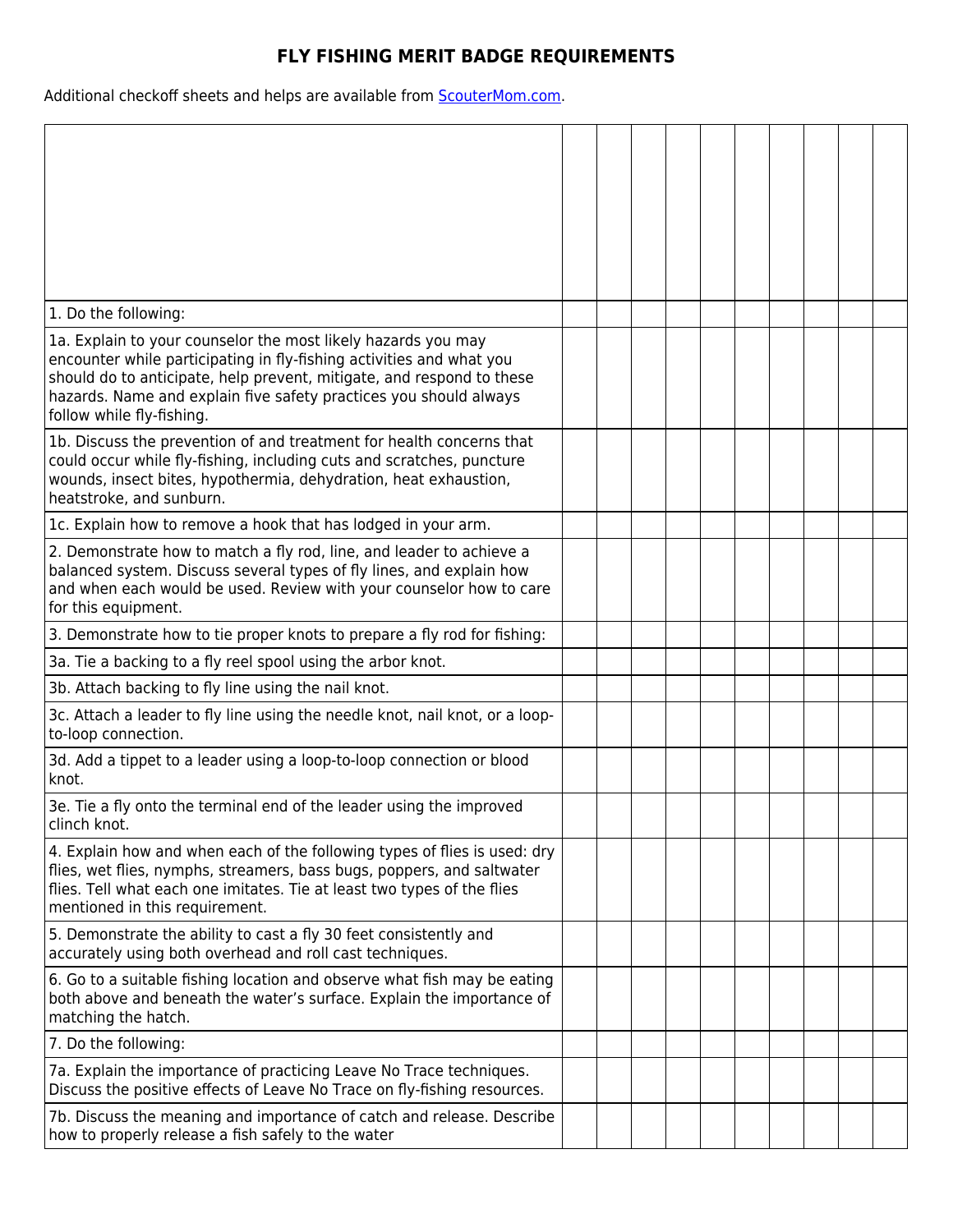# FLY FISHING MERIT BADGE REQUIREMENTS

Additional checkoff sheets and helps are available from [ScouterMom.com](ScouterMom.com).

| | | | | | | | | | | |
|---|---|---|---|---|---|---|---|---|---|---|
| 1. Do the following: | | | | | | | | | | |
| 1a. Explain to your counselor the most likely hazards you may encounter while participating in fly-fishing activities and what you should do to anticipate, help prevent, mitigate, and respond to these hazards. Name and explain five safety practices you should always follow while fly-fishing. | | | | | | | | | | |
| 1b. Discuss the prevention of and treatment for health concerns that could occur while fly-fishing, including cuts and scratches, puncture wounds, insect bites, hypothermia, dehydration, heat exhaustion, heatstroke, and sunburn. | | | | | | | | | | |
| 1c. Explain how to remove a hook that has lodged in your arm. | | | | | | | | | | |
| 2. Demonstrate how to match a fly rod, line, and leader to achieve a balanced system. Discuss several types of fly lines, and explain how and when each would be used. Review with your counselor how to care for this equipment. | | | | | | | | | | |
| 3. Demonstrate how to tie proper knots to prepare a fly rod for fishing: | | | | | | | | | | |
| 3a. Tie a backing to a fly reel spool using the arbor knot. | | | | | | | | | | |
| 3b. Attach backing to fly line using the nail knot. | | | | | | | | | | |
| 3c. Attach a leader to fly line using the needle knot, nail knot, or a loop-to-loop connection. | | | | | | | | | | |
| 3d. Add a tippet to a leader using a loop-to-loop connection or blood knot. | | | | | | | | | | |
| 3e. Tie a fly onto the terminal end of the leader using the improved clinch knot. | | | | | | | | | | |
| 4. Explain how and when each of the following types of flies is used: dry flies, wet flies, nymphs, streamers, bass bugs, poppers, and saltwater flies. Tell what each one imitates. Tie at least two types of the flies mentioned in this requirement. | | | | | | | | | | |
| 5. Demonstrate the ability to cast a fly 30 feet consistently and accurately using both overhead and roll cast techniques. | | | | | | | | | | |
| 6. Go to a suitable fishing location and observe what fish may be eating both above and beneath the water's surface. Explain the importance of matching the hatch. | | | | | | | | | | |
| 7. Do the following: | | | | | | | | | | |
| 7a. Explain the importance of practicing Leave No Trace techniques. Discuss the positive effects of Leave No Trace on fly-fishing resources. | | | | | | | | | | |
| 7b. Discuss the meaning and importance of catch and release. Describe how to properly release a fish safely to the water | | | | | | | | | | |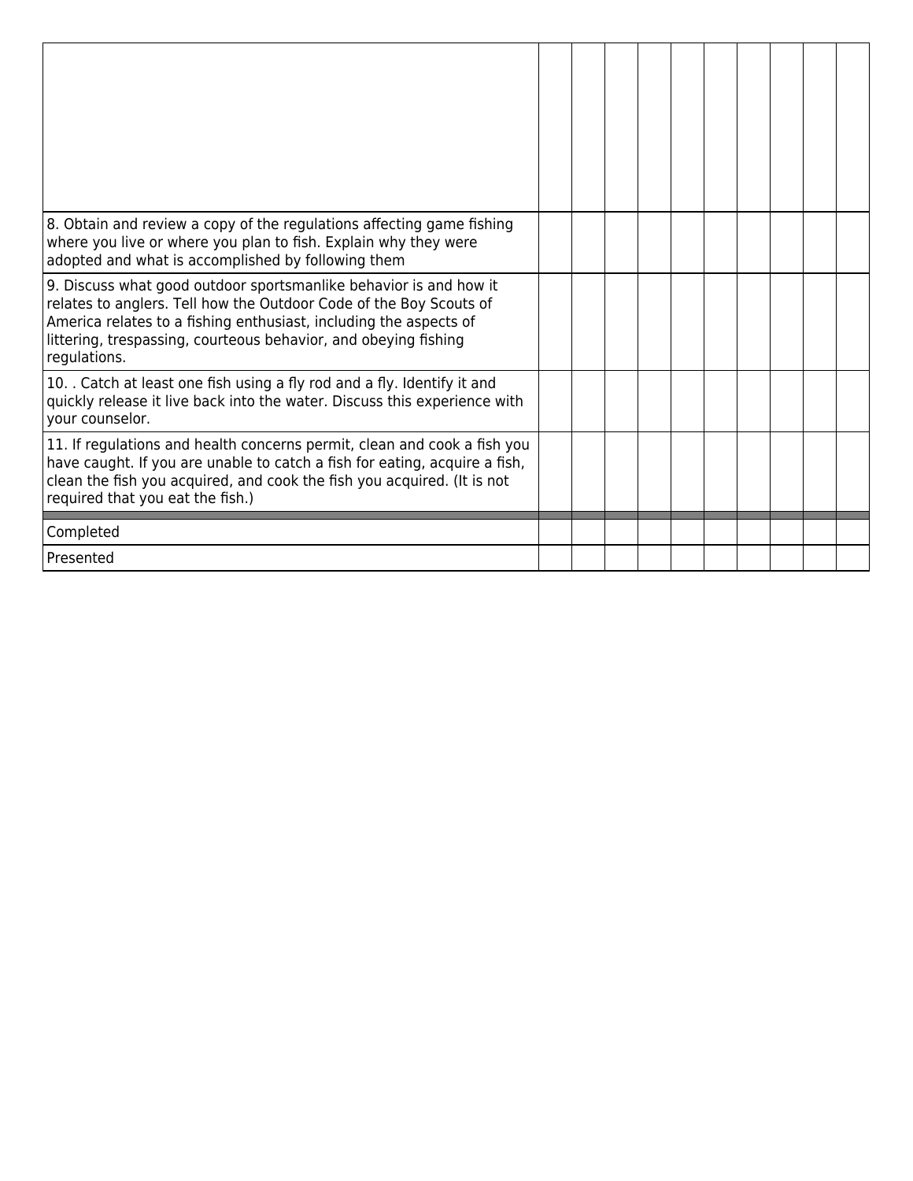| | | | | | | | | | | |
|---|---|---|---|---|---|---|---|---|---|---|
| | | | | | | | | | | |
| 8. Obtain and review a copy of the regulations affecting game fishing where you live or where you plan to fish. Explain why they were adopted and what is accomplished by following them | | | | | | | | | | |
| 9. Discuss what good outdoor sportsmanlike behavior is and how it relates to anglers. Tell how the Outdoor Code of the Boy Scouts of America relates to a fishing enthusiast, including the aspects of littering, trespassing, courteous behavior, and obeying fishing regulations. | | | | | | | | | | |
| 10. . Catch at least one fish using a fly rod and a fly. Identify it and quickly release it live back into the water. Discuss this experience with your counselor. | | | | | | | | | | |
| 11. If regulations and health concerns permit, clean and cook a fish you have caught. If you are unable to catch a fish for eating, acquire a fish, clean the fish you acquired, and cook the fish you acquired. (It is not required that you eat the fish.) | | | | | | | | | | |
| Completed | | | | | | | | | | |
| Presented | | | | | | | | | | |